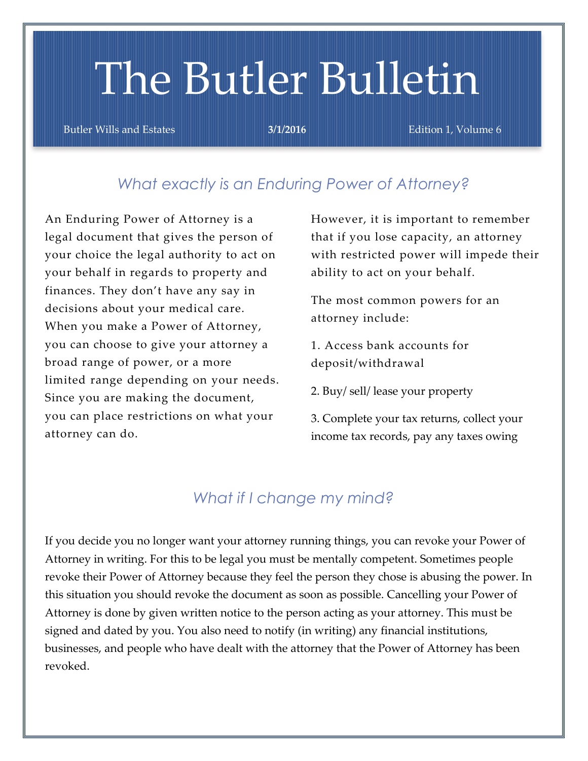# The Butler Bulletin

Butler Wills and Estates | **3/1/2016** | Edition 1, Volume 6

## *What exactly is an Enduring Power of Attorney?*

An Enduring Power of Attorney is a legal document that gives the person of your choice the legal authority to act on your behalf in regards to property and finances. They don't have any say in decisions about your medical care. When you make a Power of Attorney, you can choose to give your attorney a broad range of power, or a more limited range depending on your needs. Since you are making the document, you can place restrictions on what your attorney can do.

However, it is important to remember that if you lose capacity, an attorney with restricted power will impede their ability to act on your behalf.

The most common powers for an attorney include:

1. Access bank accounts for deposit/withdrawal
2. Buy/ sell/ lease your property
3. Complete your tax returns, collect your income tax records, pay any taxes owing

## *What if I change my mind?*

If you decide you no longer want your attorney running things, you can revoke your Power of Attorney in writing. For this to be legal you must be mentally competent. Sometimes people revoke their Power of Attorney because they feel the person they chose is abusing the power. In this situation you should revoke the document as soon as possible. Cancelling your Power of Attorney is done by given written notice to the person acting as your attorney. This must be signed and dated by you. You also need to notify (in writing) any financial institutions, businesses, and people who have dealt with the attorney that the Power of Attorney has been revoked.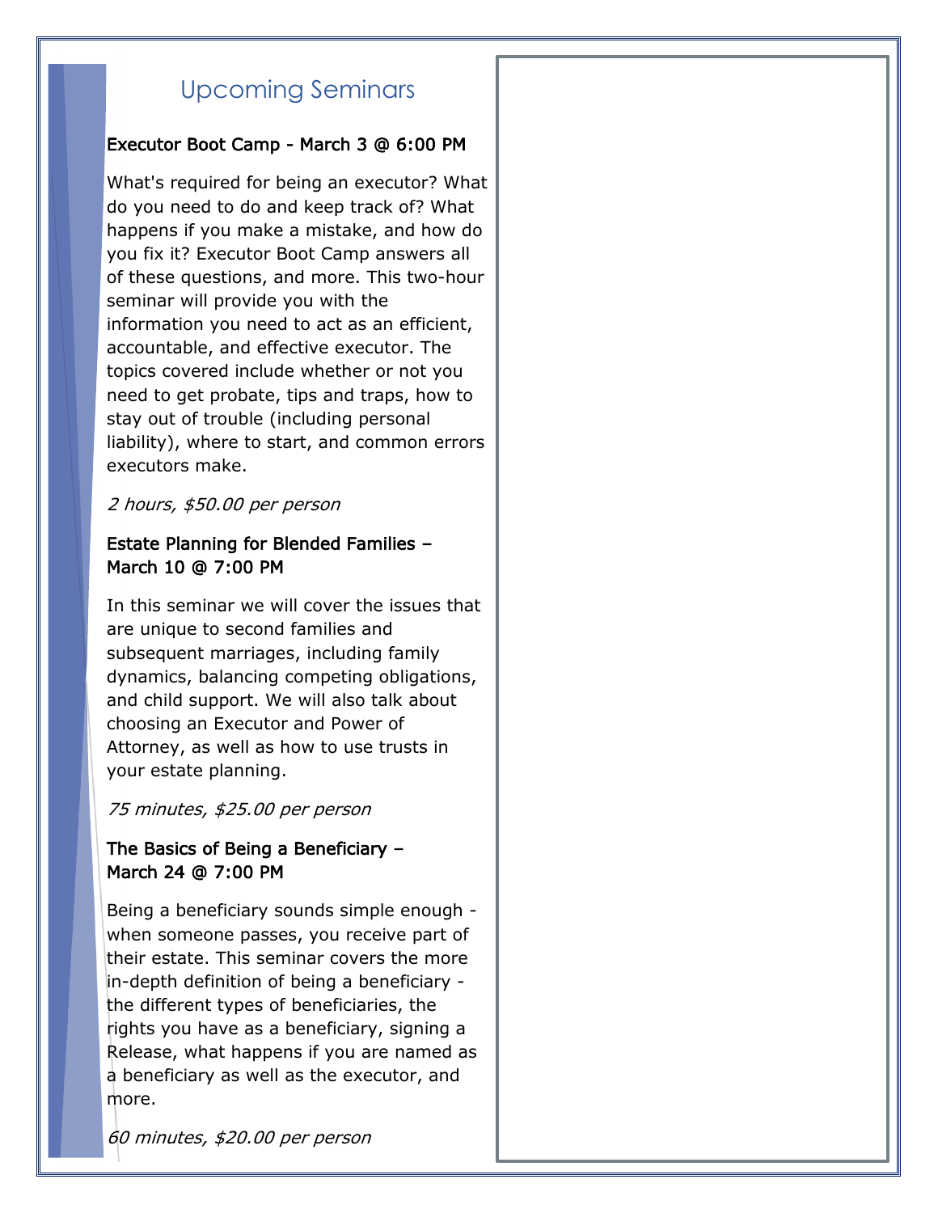## Upcoming Seminars

### Executor Boot Camp - March 3 @ 6:00 PM

What's required for being an executor? What do you need to do and keep track of? What happens if you make a mistake, and how do you fix it? Executor Boot Camp answers all of these questions, and more. This two-hour seminar will provide you with the information you need to act as an efficient, accountable, and effective executor. The topics covered include whether or not you need to get probate, tips and traps, how to stay out of trouble (including personal liability), where to start, and common errors executors make.

*2 hours, $50.00 per person*

### Estate Planning for Blended Families – March 10 @ 7:00 PM

In this seminar we will cover the issues that are unique to second families and subsequent marriages, including family dynamics, balancing competing obligations, and child support. We will also talk about choosing an Executor and Power of Attorney, as well as how to use trusts in your estate planning.

*75 minutes, $25.00 per person*

### The Basics of Being a Beneficiary – March 24 @ 7:00 PM

Being a beneficiary sounds simple enough - when someone passes, you receive part of their estate. This seminar covers the more in-depth definition of being a beneficiary - the different types of beneficiaries, the rights you have as a beneficiary, signing a Release, what happens if you are named as a beneficiary as well as the executor, and more.

*60 minutes, $20.00 per person*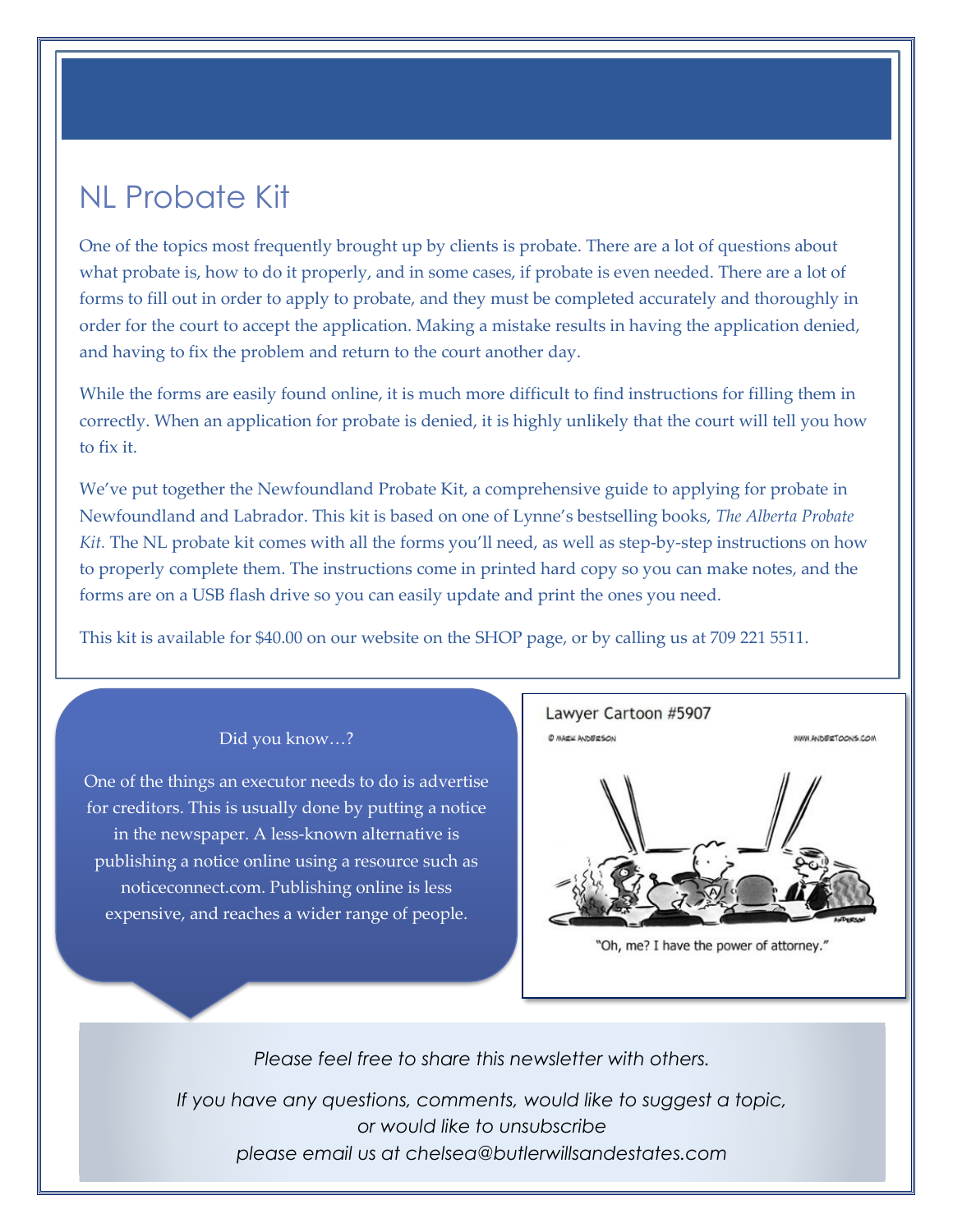# NL Probate Kit

One of the topics most frequently brought up by clients is probate. There are a lot of questions about what probate is, how to do it properly, and in some cases, if probate is even needed. There are a lot of forms to fill out in order to apply to probate, and they must be completed accurately and thoroughly in order for the court to accept the application. Making a mistake results in having the application denied, and having to fix the problem and return to the court another day.

While the forms are easily found online, it is much more difficult to find instructions for filling them in correctly. When an application for probate is denied, it is highly unlikely that the court will tell you how to fix it.

We've put together the Newfoundland Probate Kit, a comprehensive guide to applying for probate in Newfoundland and Labrador. This kit is based on one of Lynne's bestselling books, *The Alberta Probate Kit.* The NL probate kit comes with all the forms you'll need, as well as step-by-step instructions on how to properly complete them. The instructions come in printed hard copy so you can make notes, and the forms are on a USB flash drive so you can easily update and print the ones you need.

This kit is available for $40.00 on our website on the SHOP page, or by calling us at 709 221 5511.

Did you know…?

One of the things an executor needs to do is advertise for creditors. This is usually done by putting a notice in the newspaper. A less-known alternative is publishing a notice online using a resource such as noticeconnect.com. Publishing online is less expensive, and reaches a wider range of people.

Lawyer Cartoon #5907

© MARK ANDERSON

WWW.ANDERTOONS.COM

"Oh, me? I have the power of attorney."

*Please feel free to share this newsletter with others.*

*If you have any questions, comments, would like to suggest a topic, or would like to unsubscribe please email us at chelsea@butlerwillsandestates.com*